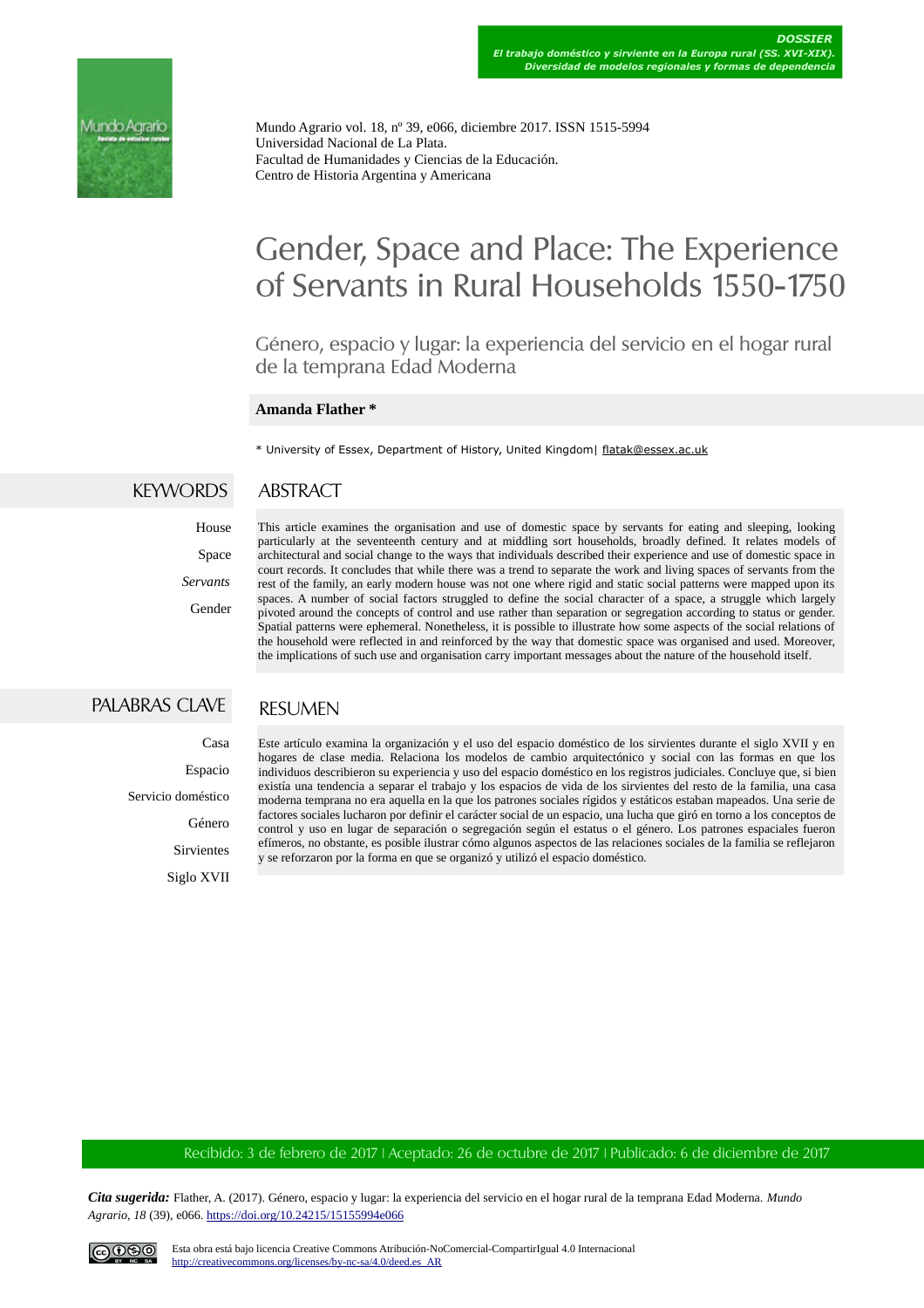**DOSSIER**
*El trabajo doméstico y sirviente en la Europa rural (SS. XVI-XIX). Diversidad de modelos regionales y formas de dependencia*

Mundo Agrario vol. 18, nº 39, e066, diciembre 2017. ISSN 1515-5994
Universidad Nacional de La Plata.
Facultad de Humanidades y Ciencias de la Educación.
Centro de Historia Argentina y Americana

# Gender, Space and Place: The Experience of Servants in Rural Households 1550-1750

## Género, espacio y lugar: la experiencia del servicio en el hogar rural de la temprana Edad Moderna

**Amanda Flather ***

* University of Essex, Department of History, United Kingdom| flatak@essex.ac.uk

## KEYWORDS

House
Space
*Servants*
Gender

## ABSTRACT

This article examines the organisation and use of domestic space by servants for eating and sleeping, looking particularly at the seventeenth century and at middling sort households, broadly defined. It relates models of architectural and social change to the ways that individuals described their experience and use of domestic space in court records. It concludes that while there was a trend to separate the work and living spaces of servants from the rest of the family, an early modern house was not one where rigid and static social patterns were mapped upon its spaces. A number of social factors struggled to define the social character of a space, a struggle which largely pivoted around the concepts of control and use rather than separation or segregation according to status or gender. Spatial patterns were ephemeral. Nonetheless, it is possible to illustrate how some aspects of the social relations of the household were reflected in and reinforced by the way that domestic space was organised and used. Moreover, the implications of such use and organisation carry important messages about the nature of the household itself.

## PALABRAS CLAVE

Casa
Espacio
Servicio doméstico
Género
Sirvientes
Siglo XVII

## RESUMEN

Este artículo examina la organización y el uso del espacio doméstico de los sirvientes durante el siglo XVII y en hogares de clase media. Relaciona los modelos de cambio arquitectónico y social con las formas en que los individuos describieron su experiencia y uso del espacio doméstico en los registros judiciales. Concluye que, si bien existía una tendencia a separar el trabajo y los espacios de vida de los sirvientes del resto de la familia, una casa moderna temprana no era aquella en la que los patrones sociales rígidos y estáticos estaban mapeados. Una serie de factores sociales lucharon por definir el carácter social de un espacio, una lucha que giró en torno a los conceptos de control y uso en lugar de separación o segregación según el estatus o el género. Los patrones espaciales fueron efímeros, no obstante, es posible ilustrar cómo algunos aspectos de las relaciones sociales de la familia se reflejaron y se reforzaron por la forma en que se organizó y utilizó el espacio doméstico.

Recibido: 3 de febrero de 2017 | Aceptado: 26 de octubre de 2017 | Publicado: 6 de diciembre de 2017

***Cita sugerida:*** Flather, A. (2017). Género, espacio y lugar: la experiencia del servicio en el hogar rural de la temprana Edad Moderna. *Mundo Agrario, 18* (39), e066. https://doi.org/10.24215/15155994e066

Esta obra está bajo licencia Creative Commons Atribución-NoComercial-CompartirIgual 4.0 Internacional
http://creativecommons.org/licenses/by-nc-sa/4.0/deed.es_AR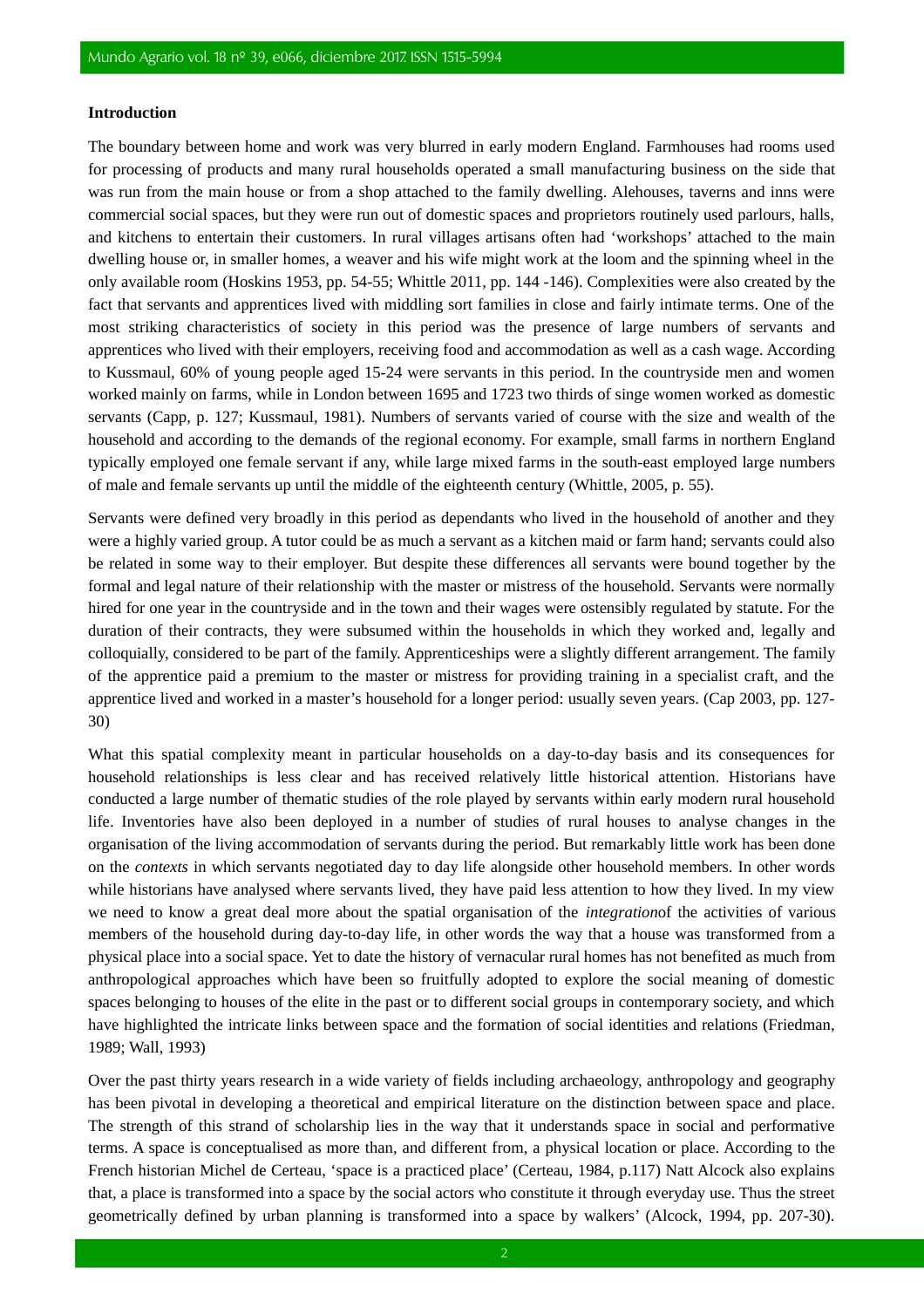**Introduction**

The boundary between home and work was very blurred in early modern England. Farmhouses had rooms used for processing of products and many rural households operated a small manufacturing business on the side that was run from the main house or from a shop attached to the family dwelling. Alehouses, taverns and inns were commercial social spaces, but they were run out of domestic spaces and proprietors routinely used parlours, halls, and kitchens to entertain their customers. In rural villages artisans often had 'workshops' attached to the main dwelling house or, in smaller homes, a weaver and his wife might work at the loom and the spinning wheel in the only available room (Hoskins 1953, pp. 54-55; Whittle 2011, pp. 144 -146). Complexities were also created by the fact that servants and apprentices lived with middling sort families in close and fairly intimate terms. One of the most striking characteristics of society in this period was the presence of large numbers of servants and apprentices who lived with their employers, receiving food and accommodation as well as a cash wage. According to Kussmaul, 60% of young people aged 15-24 were servants in this period. In the countryside men and women worked mainly on farms, while in London between 1695 and 1723 two thirds of singe women worked as domestic servants (Capp, p. 127; Kussmaul, 1981). Numbers of servants varied of course with the size and wealth of the household and according to the demands of the regional economy. For example, small farms in northern England typically employed one female servant if any, while large mixed farms in the south-east employed large numbers of male and female servants up until the middle of the eighteenth century (Whittle, 2005, p. 55).

Servants were defined very broadly in this period as dependants who lived in the household of another and they were a highly varied group. A tutor could be as much a servant as a kitchen maid or farm hand; servants could also be related in some way to their employer. But despite these differences all servants were bound together by the formal and legal nature of their relationship with the master or mistress of the household. Servants were normally hired for one year in the countryside and in the town and their wages were ostensibly regulated by statute. For the duration of their contracts, they were subsumed within the households in which they worked and, legally and colloquially, considered to be part of the family. Apprenticeships were a slightly different arrangement. The family of the apprentice paid a premium to the master or mistress for providing training in a specialist craft, and the apprentice lived and worked in a master's household for a longer period: usually seven years. (Cap 2003, pp. 127-30)

What this spatial complexity meant in particular households on a day-to-day basis and its consequences for household relationships is less clear and has received relatively little historical attention. Historians have conducted a large number of thematic studies of the role played by servants within early modern rural household life. Inventories have also been deployed in a number of studies of rural houses to analyse changes in the organisation of the living accommodation of servants during the period. But remarkably little work has been done on the *contexts* in which servants negotiated day to day life alongside other household members. In other words while historians have analysed where servants lived, they have paid less attention to how they lived. In my view we need to know a great deal more about the spatial organisation of the *integration*of the activities of various members of the household during day-to-day life, in other words the way that a house was transformed from a physical place into a social space. Yet to date the history of vernacular rural homes has not benefited as much from anthropological approaches which have been so fruitfully adopted to explore the social meaning of domestic spaces belonging to houses of the elite in the past or to different social groups in contemporary society, and which have highlighted the intricate links between space and the formation of social identities and relations (Friedman, 1989; Wall, 1993)

Over the past thirty years research in a wide variety of fields including archaeology, anthropology and geography has been pivotal in developing a theoretical and empirical literature on the distinction between space and place. The strength of this strand of scholarship lies in the way that it understands space in social and performative terms. A space is conceptualised as more than, and different from, a physical location or place. According to the French historian Michel de Certeau, 'space is a practiced place' (Certeau, 1984, p.117) Natt Alcock also explains that, a place is transformed into a space by the social actors who constitute it through everyday use. Thus the street geometrically defined by urban planning is transformed into a space by walkers' (Alcock, 1994, pp. 207-30).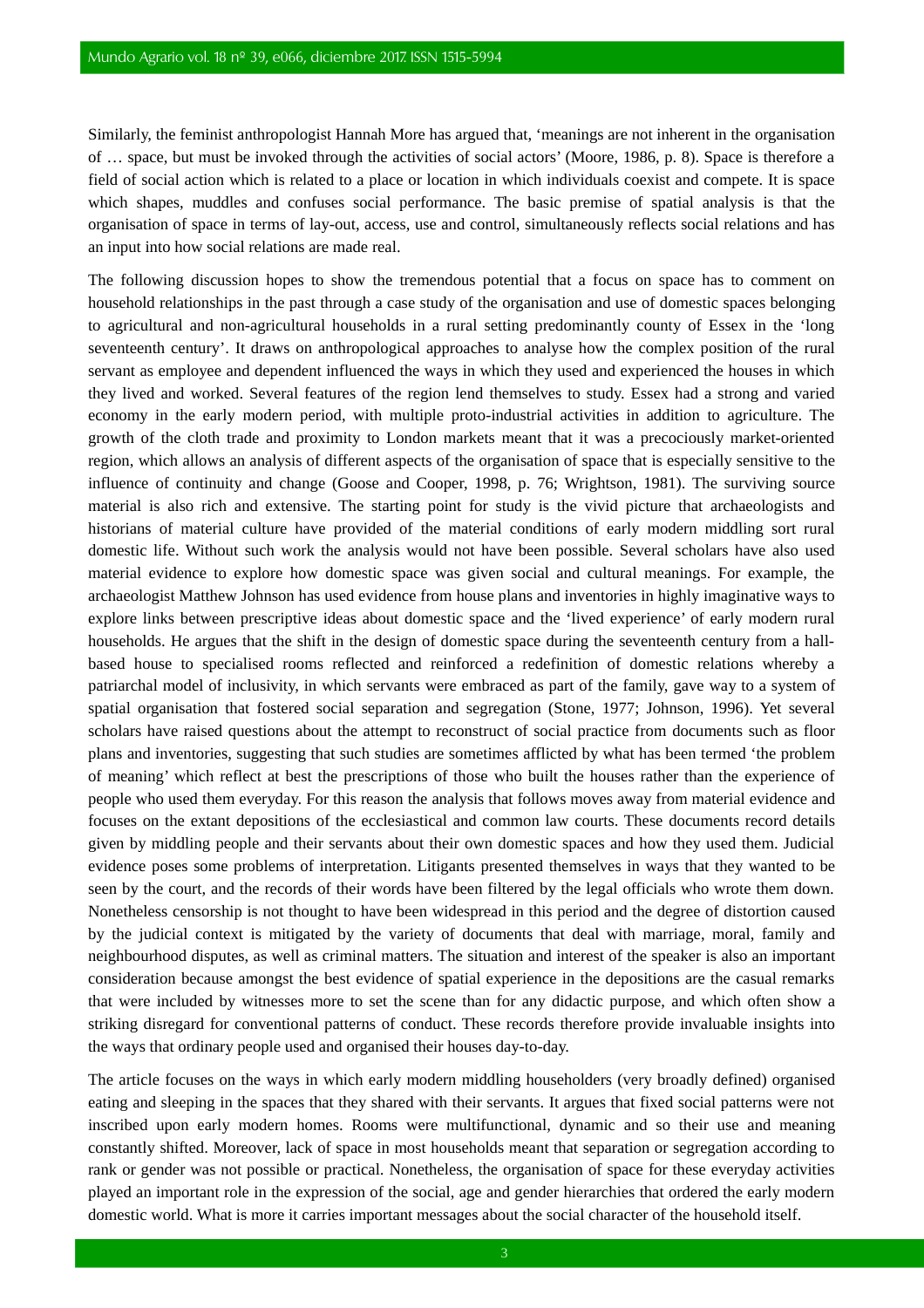Similarly, the feminist anthropologist Hannah More has argued that, ‘meanings are not inherent in the organisation of … space, but must be invoked through the activities of social actors’ (Moore, 1986, p. 8). Space is therefore a field of social action which is related to a place or location in which individuals coexist and compete. It is space which shapes, muddles and confuses social performance. The basic premise of spatial analysis is that the organisation of space in terms of lay-out, access, use and control, simultaneously reflects social relations and has an input into how social relations are made real.

The following discussion hopes to show the tremendous potential that a focus on space has to comment on household relationships in the past through a case study of the organisation and use of domestic spaces belonging to agricultural and non-agricultural households in a rural setting predominantly county of Essex in the ‘long seventeenth century’. It draws on anthropological approaches to analyse how the complex position of the rural servant as employee and dependent influenced the ways in which they used and experienced the houses in which they lived and worked. Several features of the region lend themselves to study. Essex had a strong and varied economy in the early modern period, with multiple proto-industrial activities in addition to agriculture. The growth of the cloth trade and proximity to London markets meant that it was a precociously market-oriented region, which allows an analysis of different aspects of the organisation of space that is especially sensitive to the influence of continuity and change (Goose and Cooper, 1998, p. 76; Wrightson, 1981). The surviving source material is also rich and extensive. The starting point for study is the vivid picture that archaeologists and historians of material culture have provided of the material conditions of early modern middling sort rural domestic life. Without such work the analysis would not have been possible. Several scholars have also used material evidence to explore how domestic space was given social and cultural meanings. For example, the archaeologist Matthew Johnson has used evidence from house plans and inventories in highly imaginative ways to explore links between prescriptive ideas about domestic space and the ‘lived experience’ of early modern rural households. He argues that the shift in the design of domestic space during the seventeenth century from a hall-based house to specialised rooms reflected and reinforced a redefinition of domestic relations whereby a patriarchal model of inclusivity, in which servants were embraced as part of the family, gave way to a system of spatial organisation that fostered social separation and segregation (Stone, 1977; Johnson, 1996). Yet several scholars have raised questions about the attempt to reconstruct of social practice from documents such as floor plans and inventories, suggesting that such studies are sometimes afflicted by what has been termed ‘the problem of meaning’ which reflect at best the prescriptions of those who built the houses rather than the experience of people who used them everyday. For this reason the analysis that follows moves away from material evidence and focuses on the extant depositions of the ecclesiastical and common law courts. These documents record details given by middling people and their servants about their own domestic spaces and how they used them. Judicial evidence poses some problems of interpretation. Litigants presented themselves in ways that they wanted to be seen by the court, and the records of their words have been filtered by the legal officials who wrote them down. Nonetheless censorship is not thought to have been widespread in this period and the degree of distortion caused by the judicial context is mitigated by the variety of documents that deal with marriage, moral, family and neighbourhood disputes, as well as criminal matters. The situation and interest of the speaker is also an important consideration because amongst the best evidence of spatial experience in the depositions are the casual remarks that were included by witnesses more to set the scene than for any didactic purpose, and which often show a striking disregard for conventional patterns of conduct. These records therefore provide invaluable insights into the ways that ordinary people used and organised their houses day-to-day.

The article focuses on the ways in which early modern middling householders (very broadly defined) organised eating and sleeping in the spaces that they shared with their servants. It argues that fixed social patterns were not inscribed upon early modern homes. Rooms were multifunctional, dynamic and so their use and meaning constantly shifted. Moreover, lack of space in most households meant that separation or segregation according to rank or gender was not possible or practical. Nonetheless, the organisation of space for these everyday activities played an important role in the expression of the social, age and gender hierarchies that ordered the early modern domestic world. What is more it carries important messages about the social character of the household itself.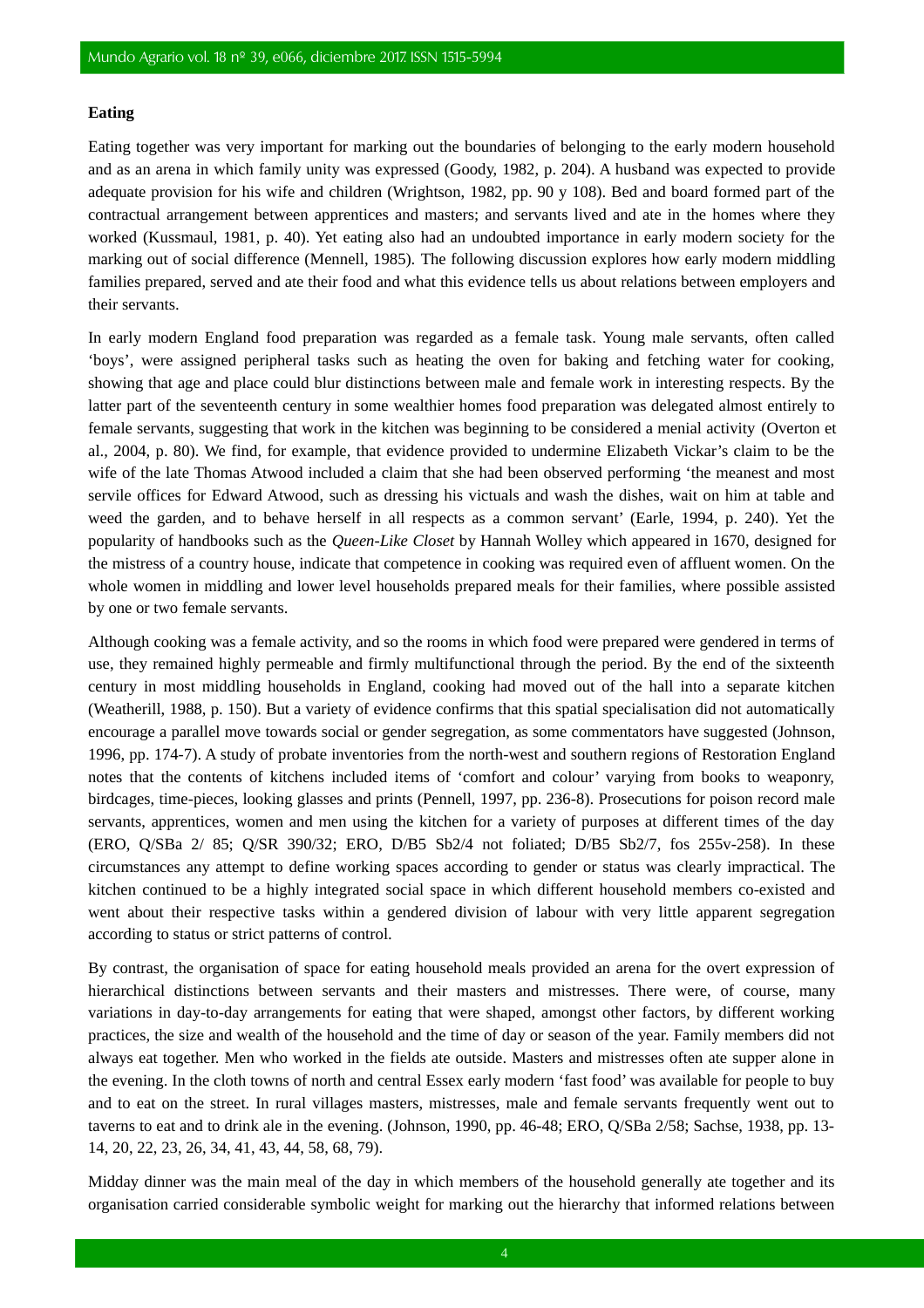**Eating**

Eating together was very important for marking out the boundaries of belonging to the early modern household and as an arena in which family unity was expressed (Goody, 1982, p. 204). A husband was expected to provide adequate provision for his wife and children (Wrightson, 1982, pp. 90 y 108). Bed and board formed part of the contractual arrangement between apprentices and masters; and servants lived and ate in the homes where they worked (Kussmaul, 1981, p. 40). Yet eating also had an undoubted importance in early modern society for the marking out of social difference (Mennell, 1985). The following discussion explores how early modern middling families prepared, served and ate their food and what this evidence tells us about relations between employers and their servants.

In early modern England food preparation was regarded as a female task. Young male servants, often called 'boys', were assigned peripheral tasks such as heating the oven for baking and fetching water for cooking, showing that age and place could blur distinctions between male and female work in interesting respects. By the latter part of the seventeenth century in some wealthier homes food preparation was delegated almost entirely to female servants, suggesting that work in the kitchen was beginning to be considered a menial activity (Overton et al., 2004, p. 80). We find, for example, that evidence provided to undermine Elizabeth Vickar's claim to be the wife of the late Thomas Atwood included a claim that she had been observed performing 'the meanest and most servile offices for Edward Atwood, such as dressing his victuals and wash the dishes, wait on him at table and weed the garden, and to behave herself in all respects as a common servant' (Earle, 1994, p. 240). Yet the popularity of handbooks such as the *Queen-Like Closet* by Hannah Wolley which appeared in 1670, designed for the mistress of a country house, indicate that competence in cooking was required even of affluent women. On the whole women in middling and lower level households prepared meals for their families, where possible assisted by one or two female servants.

Although cooking was a female activity, and so the rooms in which food were prepared were gendered in terms of use, they remained highly permeable and firmly multifunctional through the period. By the end of the sixteenth century in most middling households in England, cooking had moved out of the hall into a separate kitchen (Weatherill, 1988, p. 150). But a variety of evidence confirms that this spatial specialisation did not automatically encourage a parallel move towards social or gender segregation, as some commentators have suggested (Johnson, 1996, pp. 174-7). A study of probate inventories from the north-west and southern regions of Restoration England notes that the contents of kitchens included items of 'comfort and colour' varying from books to weaponry, birdcages, time-pieces, looking glasses and prints (Pennell, 1997, pp. 236-8). Prosecutions for poison record male servants, apprentices, women and men using the kitchen for a variety of purposes at different times of the day (ERO, Q/SBa 2/ 85; Q/SR 390/32; ERO, D/B5 Sb2/4 not foliated; D/B5 Sb2/7, fos 255v-258). In these circumstances any attempt to define working spaces according to gender or status was clearly impractical. The kitchen continued to be a highly integrated social space in which different household members co-existed and went about their respective tasks within a gendered division of labour with very little apparent segregation according to status or strict patterns of control.

By contrast, the organisation of space for eating household meals provided an arena for the overt expression of hierarchical distinctions between servants and their masters and mistresses. There were, of course, many variations in day-to-day arrangements for eating that were shaped, amongst other factors, by different working practices, the size and wealth of the household and the time of day or season of the year. Family members did not always eat together. Men who worked in the fields ate outside. Masters and mistresses often ate supper alone in the evening. In the cloth towns of north and central Essex early modern 'fast food' was available for people to buy and to eat on the street. In rural villages masters, mistresses, male and female servants frequently went out to taverns to eat and to drink ale in the evening. (Johnson, 1990, pp. 46-48; ERO, Q/SBa 2/58; Sachse, 1938, pp. 13-14, 20, 22, 23, 26, 34, 41, 43, 44, 58, 68, 79).

Midday dinner was the main meal of the day in which members of the household generally ate together and its organisation carried considerable symbolic weight for marking out the hierarchy that informed relations between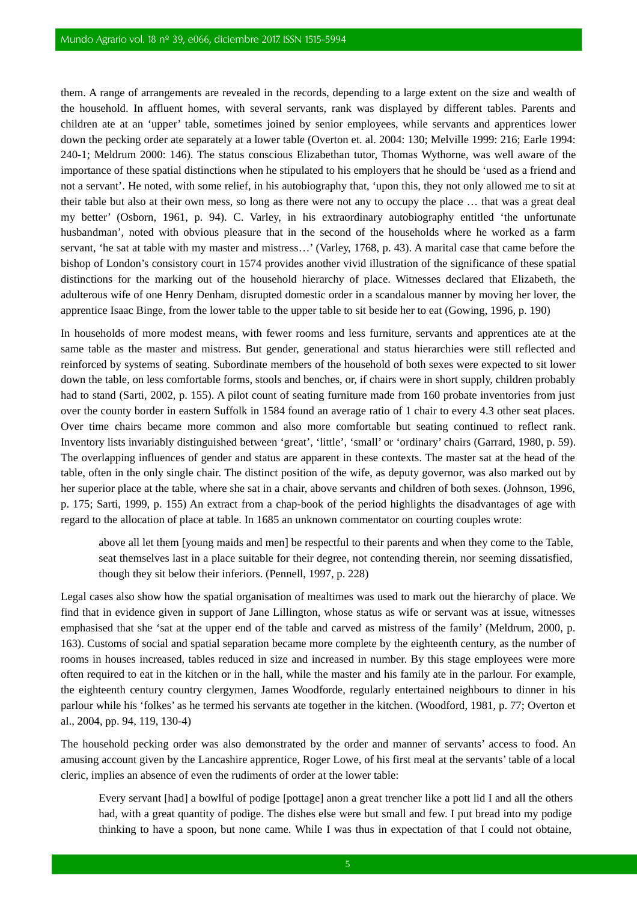them. A range of arrangements are revealed in the records, depending to a large extent on the size and wealth of the household. In affluent homes, with several servants, rank was displayed by different tables. Parents and children ate at an 'upper' table, sometimes joined by senior employees, while servants and apprentices lower down the pecking order ate separately at a lower table (Overton et. al. 2004: 130; Melville 1999: 216; Earle 1994: 240-1; Meldrum 2000: 146). The status conscious Elizabethan tutor, Thomas Wythorne, was well aware of the importance of these spatial distinctions when he stipulated to his employers that he should be 'used as a friend and not a servant'. He noted, with some relief, in his autobiography that, 'upon this, they not only allowed me to sit at their table but also at their own mess, so long as there were not any to occupy the place … that was a great deal my better' (Osborn, 1961, p. 94). C. Varley, in his extraordinary autobiography entitled 'the unfortunate husbandman', noted with obvious pleasure that in the second of the households where he worked as a farm servant, 'he sat at table with my master and mistress…' (Varley, 1768, p. 43). A marital case that came before the bishop of London's consistory court in 1574 provides another vivid illustration of the significance of these spatial distinctions for the marking out of the household hierarchy of place. Witnesses declared that Elizabeth, the adulterous wife of one Henry Denham, disrupted domestic order in a scandalous manner by moving her lover, the apprentice Isaac Binge, from the lower table to the upper table to sit beside her to eat (Gowing, 1996, p. 190)

In households of more modest means, with fewer rooms and less furniture, servants and apprentices ate at the same table as the master and mistress. But gender, generational and status hierarchies were still reflected and reinforced by systems of seating. Subordinate members of the household of both sexes were expected to sit lower down the table, on less comfortable forms, stools and benches, or, if chairs were in short supply, children probably had to stand (Sarti, 2002, p. 155). A pilot count of seating furniture made from 160 probate inventories from just over the county border in eastern Suffolk in 1584 found an average ratio of 1 chair to every 4.3 other seat places. Over time chairs became more common and also more comfortable but seating continued to reflect rank. Inventory lists invariably distinguished between 'great', 'little', 'small' or 'ordinary' chairs (Garrard, 1980, p. 59). The overlapping influences of gender and status are apparent in these contexts. The master sat at the head of the table, often in the only single chair. The distinct position of the wife, as deputy governor, was also marked out by her superior place at the table, where she sat in a chair, above servants and children of both sexes. (Johnson, 1996, p. 175; Sarti, 1999, p. 155) An extract from a chap-book of the period highlights the disadvantages of age with regard to the allocation of place at table. In 1685 an unknown commentator on courting couples wrote:

> above all let them [young maids and men] be respectful to their parents and when they come to the Table, seat themselves last in a place suitable for their degree, not contending therein, nor seeming dissatisfied, though they sit below their inferiors. (Pennell, 1997, p. 228)

Legal cases also show how the spatial organisation of mealtimes was used to mark out the hierarchy of place. We find that in evidence given in support of Jane Lillington, whose status as wife or servant was at issue, witnesses emphasised that she 'sat at the upper end of the table and carved as mistress of the family' (Meldrum, 2000, p. 163). Customs of social and spatial separation became more complete by the eighteenth century, as the number of rooms in houses increased, tables reduced in size and increased in number. By this stage employees were more often required to eat in the kitchen or in the hall, while the master and his family ate in the parlour. For example, the eighteenth century country clergymen, James Woodforde, regularly entertained neighbours to dinner in his parlour while his 'folkes' as he termed his servants ate together in the kitchen. (Woodford, 1981, p. 77; Overton et al., 2004, pp. 94, 119, 130-4)

The household pecking order was also demonstrated by the order and manner of servants' access to food. An amusing account given by the Lancashire apprentice, Roger Lowe, of his first meal at the servants' table of a local cleric, implies an absence of even the rudiments of order at the lower table:

> Every servant [had] a bowlful of podige [pottage] anon a great trencher like a pott lid I and all the others had, with a great quantity of podige. The dishes else were but small and few. I put bread into my podige thinking to have a spoon, but none came. While I was thus in expectation of that I could not obtaine,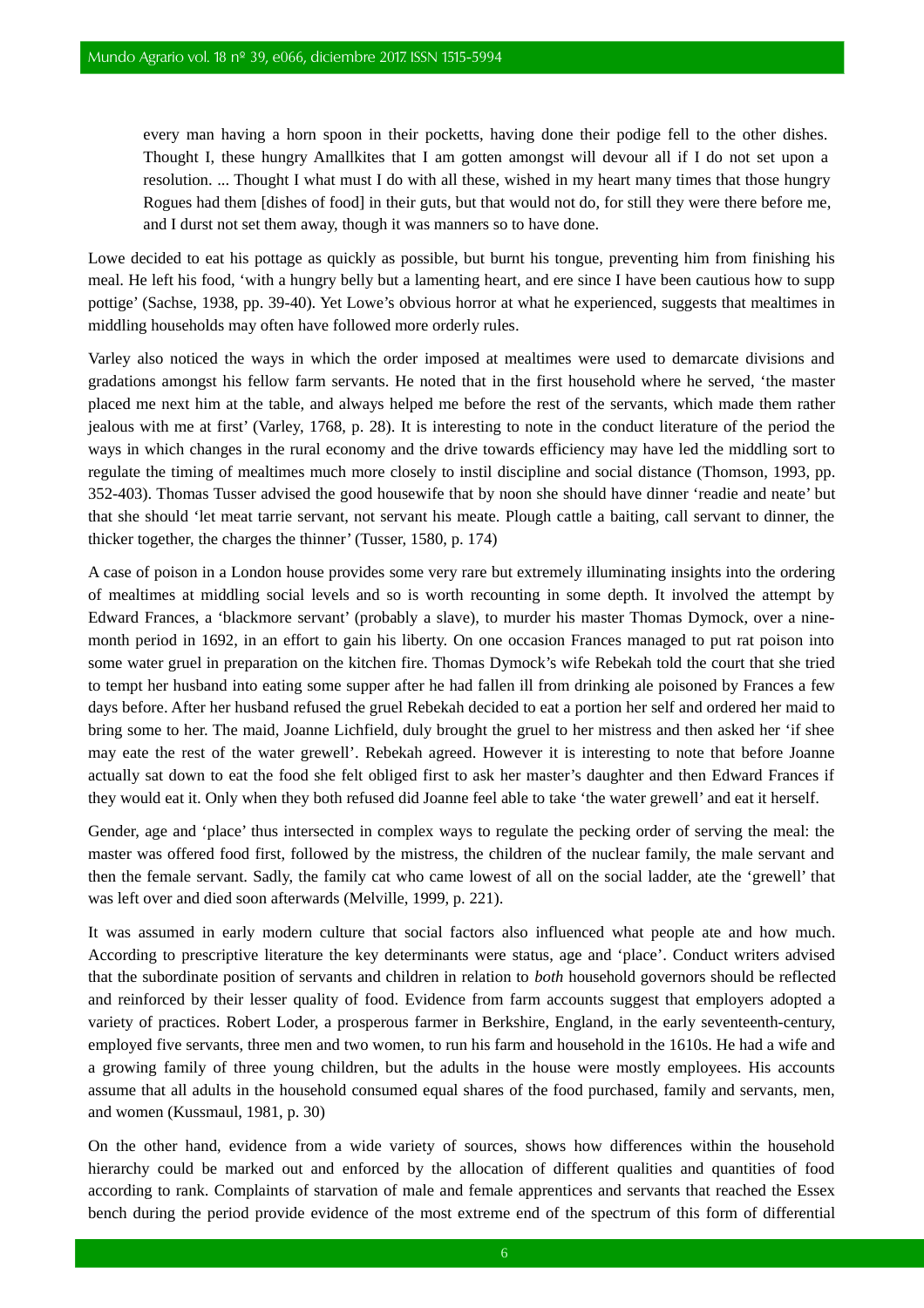> every man having a horn spoon in their pocketts, having done their podige fell to the other dishes. Thought I, these hungry Amallkites that I am gotten amongst will devour all if I do not set upon a resolution. ... Thought I what must I do with all these, wished in my heart many times that those hungry Rogues had them [dishes of food] in their guts, but that would not do, for still they were there before me, and I durst not set them away, though it was manners so to have done.

Lowe decided to eat his pottage as quickly as possible, but burnt his tongue, preventing him from finishing his meal. He left his food, 'with a hungry belly but a lamenting heart, and ere since I have been cautious how to supp pottige' (Sachse, 1938, pp. 39-40). Yet Lowe's obvious horror at what he experienced, suggests that mealtimes in middling households may often have followed more orderly rules.

Varley also noticed the ways in which the order imposed at mealtimes were used to demarcate divisions and gradations amongst his fellow farm servants. He noted that in the first household where he served, 'the master placed me next him at the table, and always helped me before the rest of the servants, which made them rather jealous with me at first' (Varley, 1768, p. 28). It is interesting to note in the conduct literature of the period the ways in which changes in the rural economy and the drive towards efficiency may have led the middling sort to regulate the timing of mealtimes much more closely to instil discipline and social distance (Thomson, 1993, pp. 352-403). Thomas Tusser advised the good housewife that by noon she should have dinner 'readie and neate' but that she should 'let meat tarrie servant, not servant his meate. Plough cattle a baiting, call servant to dinner, the thicker together, the charges the thinner' (Tusser, 1580, p. 174)

A case of poison in a London house provides some very rare but extremely illuminating insights into the ordering of mealtimes at middling social levels and so is worth recounting in some depth. It involved the attempt by Edward Frances, a 'blackmore servant' (probably a slave), to murder his master Thomas Dymock, over a nine-month period in 1692, in an effort to gain his liberty. On one occasion Frances managed to put rat poison into some water gruel in preparation on the kitchen fire. Thomas Dymock's wife Rebekah told the court that she tried to tempt her husband into eating some supper after he had fallen ill from drinking ale poisoned by Frances a few days before. After her husband refused the gruel Rebekah decided to eat a portion her self and ordered her maid to bring some to her. The maid, Joanne Lichfield, duly brought the gruel to her mistress and then asked her 'if shee may eate the rest of the water grewell'. Rebekah agreed. However it is interesting to note that before Joanne actually sat down to eat the food she felt obliged first to ask her master's daughter and then Edward Frances if they would eat it. Only when they both refused did Joanne feel able to take 'the water grewell' and eat it herself.

Gender, age and 'place' thus intersected in complex ways to regulate the pecking order of serving the meal: the master was offered food first, followed by the mistress, the children of the nuclear family, the male servant and then the female servant. Sadly, the family cat who came lowest of all on the social ladder, ate the 'grewell' that was left over and died soon afterwards (Melville, 1999, p. 221).

It was assumed in early modern culture that social factors also influenced what people ate and how much. According to prescriptive literature the key determinants were status, age and 'place'. Conduct writers advised that the subordinate position of servants and children in relation to *both* household governors should be reflected and reinforced by their lesser quality of food. Evidence from farm accounts suggest that employers adopted a variety of practices. Robert Loder, a prosperous farmer in Berkshire, England, in the early seventeenth-century, employed five servants, three men and two women, to run his farm and household in the 1610s. He had a wife and a growing family of three young children, but the adults in the house were mostly employees. His accounts assume that all adults in the household consumed equal shares of the food purchased, family and servants, men, and women (Kussmaul, 1981, p. 30)

On the other hand, evidence from a wide variety of sources, shows how differences within the household hierarchy could be marked out and enforced by the allocation of different qualities and quantities of food according to rank. Complaints of starvation of male and female apprentices and servants that reached the Essex bench during the period provide evidence of the most extreme end of the spectrum of this form of differential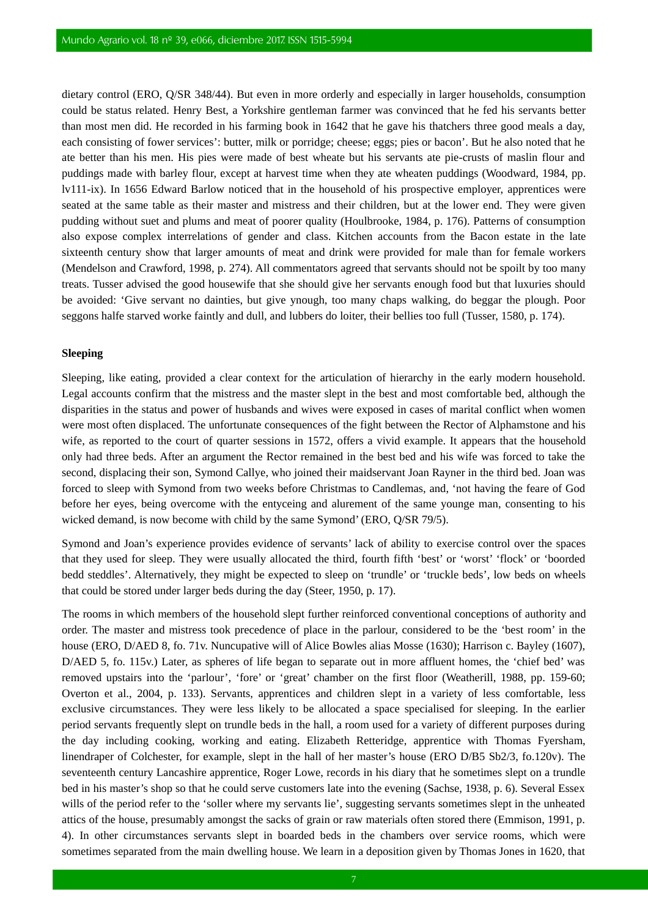dietary control (ERO, Q/SR 348/44). But even in more orderly and especially in larger households, consumption could be status related. Henry Best, a Yorkshire gentleman farmer was convinced that he fed his servants better than most men did. He recorded in his farming book in 1642 that he gave his thatchers three good meals a day, each consisting of fower services': butter, milk or porridge; cheese; eggs; pies or bacon'. But he also noted that he ate better than his men. His pies were made of best wheate but his servants ate pie-crusts of maslin flour and puddings made with barley flour, except at harvest time when they ate wheaten puddings (Woodward, 1984, pp. lv111-ix). In 1656 Edward Barlow noticed that in the household of his prospective employer, apprentices were seated at the same table as their master and mistress and their children, but at the lower end. They were given pudding without suet and plums and meat of poorer quality (Houlbrooke, 1984, p. 176). Patterns of consumption also expose complex interrelations of gender and class. Kitchen accounts from the Bacon estate in the late sixteenth century show that larger amounts of meat and drink were provided for male than for female workers (Mendelson and Crawford, 1998, p. 274). All commentators agreed that servants should not be spoilt by too many treats. Tusser advised the good housewife that she should give her servants enough food but that luxuries should be avoided: 'Give servant no dainties, but give ynough, too many chaps walking, do beggar the plough. Poor seggons halfe starved worke faintly and dull, and lubbers do loiter, their bellies too full (Tusser, 1580, p. 174).

**Sleeping**

Sleeping, like eating, provided a clear context for the articulation of hierarchy in the early modern household. Legal accounts confirm that the mistress and the master slept in the best and most comfortable bed, although the disparities in the status and power of husbands and wives were exposed in cases of marital conflict when women were most often displaced. The unfortunate consequences of the fight between the Rector of Alphamstone and his wife, as reported to the court of quarter sessions in 1572, offers a vivid example. It appears that the household only had three beds. After an argument the Rector remained in the best bed and his wife was forced to take the second, displacing their son, Symond Callye, who joined their maidservant Joan Rayner in the third bed. Joan was forced to sleep with Symond from two weeks before Christmas to Candlemas, and, 'not having the feare of God before her eyes, being overcome with the entyceing and alurement of the same younge man, consenting to his wicked demand, is now become with child by the same Symond' (ERO, Q/SR 79/5).

Symond and Joan's experience provides evidence of servants' lack of ability to exercise control over the spaces that they used for sleep. They were usually allocated the third, fourth fifth 'best' or 'worst' 'flock' or 'boorded bedd steddles'. Alternatively, they might be expected to sleep on 'trundle' or 'truckle beds', low beds on wheels that could be stored under larger beds during the day (Steer, 1950, p. 17).

The rooms in which members of the household slept further reinforced conventional conceptions of authority and order. The master and mistress took precedence of place in the parlour, considered to be the 'best room' in the house (ERO, D/AED 8, fo. 71v. Nuncupative will of Alice Bowles alias Mosse (1630); Harrison c. Bayley (1607), D/AED 5, fo. 115v.) Later, as spheres of life began to separate out in more affluent homes, the 'chief bed' was removed upstairs into the 'parlour', 'fore' or 'great' chamber on the first floor (Weatherill, 1988, pp. 159-60; Overton et al., 2004, p. 133). Servants, apprentices and children slept in a variety of less comfortable, less exclusive circumstances. They were less likely to be allocated a space specialised for sleeping. In the earlier period servants frequently slept on trundle beds in the hall, a room used for a variety of different purposes during the day including cooking, working and eating. Elizabeth Retteridge, apprentice with Thomas Fyersham, linendraper of Colchester, for example, slept in the hall of her master's house (ERO D/B5 Sb2/3, fo.120v). The seventeenth century Lancashire apprentice, Roger Lowe, records in his diary that he sometimes slept on a trundle bed in his master's shop so that he could serve customers late into the evening (Sachse, 1938, p. 6). Several Essex wills of the period refer to the 'soller where my servants lie', suggesting servants sometimes slept in the unheated attics of the house, presumably amongst the sacks of grain or raw materials often stored there (Emmison, 1991, p. 4). In other circumstances servants slept in boarded beds in the chambers over service rooms, which were sometimes separated from the main dwelling house. We learn in a deposition given by Thomas Jones in 1620, that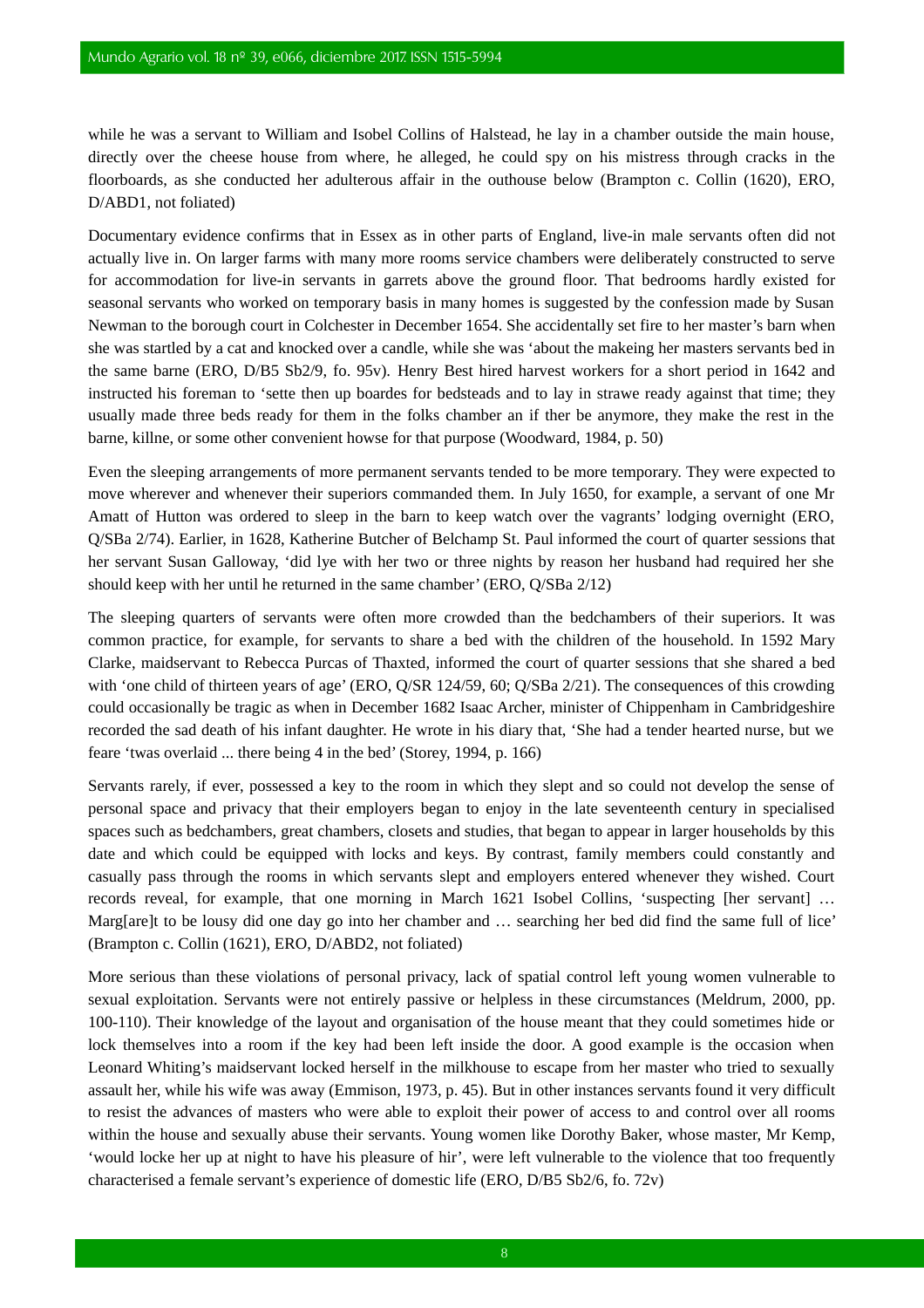while he was a servant to William and Isobel Collins of Halstead, he lay in a chamber outside the main house, directly over the cheese house from where, he alleged, he could spy on his mistress through cracks in the floorboards, as she conducted her adulterous affair in the outhouse below (Brampton c. Collin (1620), ERO, D/ABD1, not foliated)

Documentary evidence confirms that in Essex as in other parts of England, live-in male servants often did not actually live in. On larger farms with many more rooms service chambers were deliberately constructed to serve for accommodation for live-in servants in garrets above the ground floor. That bedrooms hardly existed for seasonal servants who worked on temporary basis in many homes is suggested by the confession made by Susan Newman to the borough court in Colchester in December 1654. She accidentally set fire to her master's barn when she was startled by a cat and knocked over a candle, while she was 'about the makeing her masters servants bed in the same barne (ERO, D/B5 Sb2/9, fo. 95v). Henry Best hired harvest workers for a short period in 1642 and instructed his foreman to 'sette then up boardes for bedsteads and to lay in strawe ready against that time; they usually made three beds ready for them in the folks chamber an if ther be anymore, they make the rest in the barne, killne, or some other convenient howse for that purpose (Woodward, 1984, p. 50)

Even the sleeping arrangements of more permanent servants tended to be more temporary. They were expected to move wherever and whenever their superiors commanded them. In July 1650, for example, a servant of one Mr Amatt of Hutton was ordered to sleep in the barn to keep watch over the vagrants' lodging overnight (ERO, Q/SBa 2/74). Earlier, in 1628, Katherine Butcher of Belchamp St. Paul informed the court of quarter sessions that her servant Susan Galloway, 'did lye with her two or three nights by reason her husband had required her she should keep with her until he returned in the same chamber' (ERO, Q/SBa 2/12)

The sleeping quarters of servants were often more crowded than the bedchambers of their superiors. It was common practice, for example, for servants to share a bed with the children of the household. In 1592 Mary Clarke, maidservant to Rebecca Purcas of Thaxted, informed the court of quarter sessions that she shared a bed with 'one child of thirteen years of age' (ERO, Q/SR 124/59, 60; Q/SBa 2/21). The consequences of this crowding could occasionally be tragic as when in December 1682 Isaac Archer, minister of Chippenham in Cambridgeshire recorded the sad death of his infant daughter. He wrote in his diary that, 'She had a tender hearted nurse, but we feare 'twas overlaid ... there being 4 in the bed' (Storey, 1994, p. 166)

Servants rarely, if ever, possessed a key to the room in which they slept and so could not develop the sense of personal space and privacy that their employers began to enjoy in the late seventeenth century in specialised spaces such as bedchambers, great chambers, closets and studies, that began to appear in larger households by this date and which could be equipped with locks and keys. By contrast, family members could constantly and casually pass through the rooms in which servants slept and employers entered whenever they wished. Court records reveal, for example, that one morning in March 1621 Isobel Collins, 'suspecting [her servant] … Marg[are]t to be lousy did one day go into her chamber and … searching her bed did find the same full of lice' (Brampton c. Collin (1621), ERO, D/ABD2, not foliated)

More serious than these violations of personal privacy, lack of spatial control left young women vulnerable to sexual exploitation. Servants were not entirely passive or helpless in these circumstances (Meldrum, 2000, pp. 100-110). Their knowledge of the layout and organisation of the house meant that they could sometimes hide or lock themselves into a room if the key had been left inside the door. A good example is the occasion when Leonard Whiting's maidservant locked herself in the milkhouse to escape from her master who tried to sexually assault her, while his wife was away (Emmison, 1973, p. 45). But in other instances servants found it very difficult to resist the advances of masters who were able to exploit their power of access to and control over all rooms within the house and sexually abuse their servants. Young women like Dorothy Baker, whose master, Mr Kemp, 'would locke her up at night to have his pleasure of hir', were left vulnerable to the violence that too frequently characterised a female servant's experience of domestic life (ERO, D/B5 Sb2/6, fo. 72v)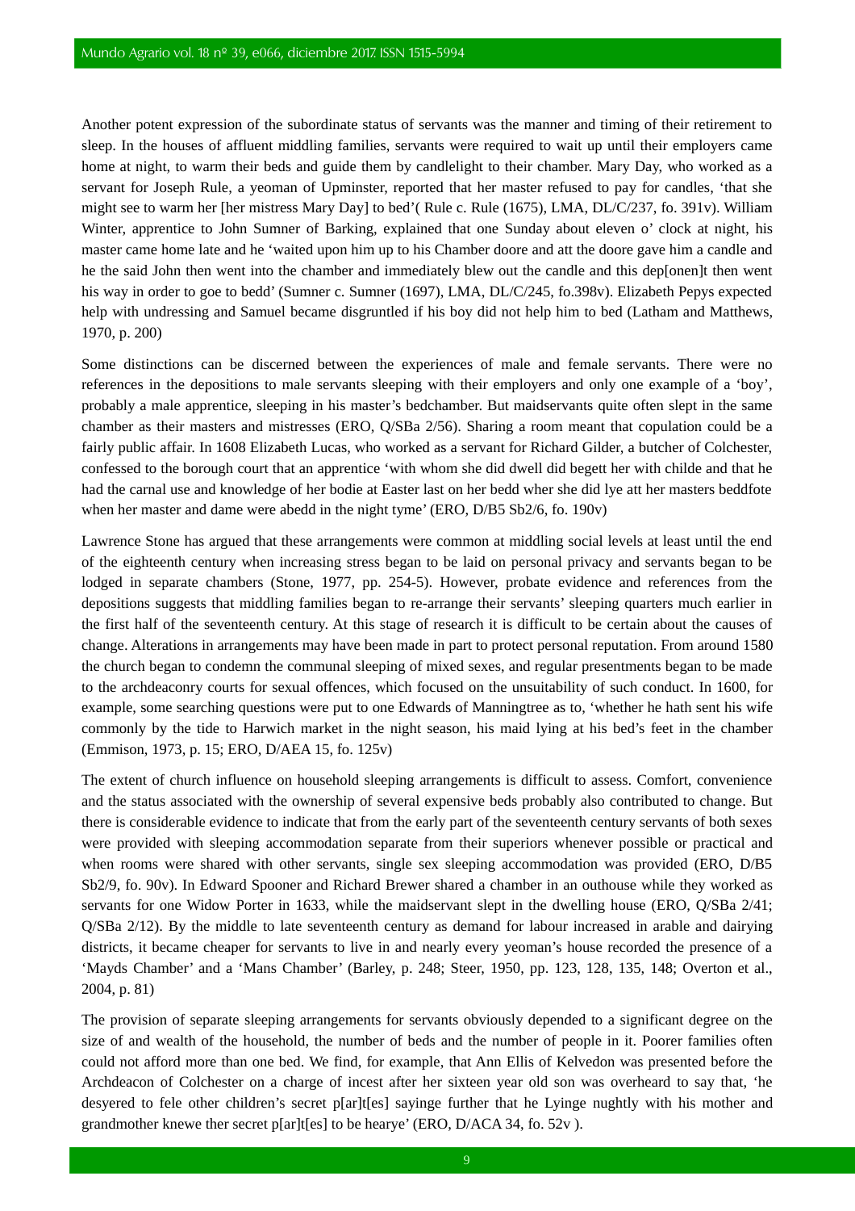Another potent expression of the subordinate status of servants was the manner and timing of their retirement to sleep. In the houses of affluent middling families, servants were required to wait up until their employers came home at night, to warm their beds and guide them by candlelight to their chamber. Mary Day, who worked as a servant for Joseph Rule, a yeoman of Upminster, reported that her master refused to pay for candles, 'that she might see to warm her [her mistress Mary Day] to bed'( Rule c. Rule (1675), LMA, DL/C/237, fo. 391v). William Winter, apprentice to John Sumner of Barking, explained that one Sunday about eleven o' clock at night, his master came home late and he 'waited upon him up to his Chamber doore and att the doore gave him a candle and he the said John then went into the chamber and immediately blew out the candle and this dep[onen]t then went his way in order to goe to bedd' (Sumner c. Sumner (1697), LMA, DL/C/245, fo.398v). Elizabeth Pepys expected help with undressing and Samuel became disgruntled if his boy did not help him to bed (Latham and Matthews, 1970, p. 200)

Some distinctions can be discerned between the experiences of male and female servants. There were no references in the depositions to male servants sleeping with their employers and only one example of a 'boy', probably a male apprentice, sleeping in his master's bedchamber. But maidservants quite often slept in the same chamber as their masters and mistresses (ERO, Q/SBa 2/56). Sharing a room meant that copulation could be a fairly public affair. In 1608 Elizabeth Lucas, who worked as a servant for Richard Gilder, a butcher of Colchester, confessed to the borough court that an apprentice 'with whom she did dwell did begett her with childe and that he had the carnal use and knowledge of her bodie at Easter last on her bedd wher she did lye att her masters beddfote when her master and dame were abedd in the night tyme' (ERO, D/B5 Sb2/6, fo. 190v)

Lawrence Stone has argued that these arrangements were common at middling social levels at least until the end of the eighteenth century when increasing stress began to be laid on personal privacy and servants began to be lodged in separate chambers (Stone, 1977, pp. 254-5). However, probate evidence and references from the depositions suggests that middling families began to re-arrange their servants' sleeping quarters much earlier in the first half of the seventeenth century. At this stage of research it is difficult to be certain about the causes of change. Alterations in arrangements may have been made in part to protect personal reputation. From around 1580 the church began to condemn the communal sleeping of mixed sexes, and regular presentments began to be made to the archdeaconry courts for sexual offences, which focused on the unsuitability of such conduct. In 1600, for example, some searching questions were put to one Edwards of Manningtree as to, 'whether he hath sent his wife commonly by the tide to Harwich market in the night season, his maid lying at his bed's feet in the chamber (Emmison, 1973, p. 15; ERO, D/AEA 15, fo. 125v)

The extent of church influence on household sleeping arrangements is difficult to assess. Comfort, convenience and the status associated with the ownership of several expensive beds probably also contributed to change. But there is considerable evidence to indicate that from the early part of the seventeenth century servants of both sexes were provided with sleeping accommodation separate from their superiors whenever possible or practical and when rooms were shared with other servants, single sex sleeping accommodation was provided (ERO, D/B5 Sb2/9, fo. 90v). In Edward Spooner and Richard Brewer shared a chamber in an outhouse while they worked as servants for one Widow Porter in 1633, while the maidservant slept in the dwelling house (ERO, Q/SBa 2/41; Q/SBa 2/12). By the middle to late seventeenth century as demand for labour increased in arable and dairying districts, it became cheaper for servants to live in and nearly every yeoman's house recorded the presence of a 'Mayds Chamber' and a 'Mans Chamber' (Barley, p. 248; Steer, 1950, pp. 123, 128, 135, 148; Overton et al., 2004, p. 81)

The provision of separate sleeping arrangements for servants obviously depended to a significant degree on the size of and wealth of the household, the number of beds and the number of people in it. Poorer families often could not afford more than one bed. We find, for example, that Ann Ellis of Kelvedon was presented before the Archdeacon of Colchester on a charge of incest after her sixteen year old son was overheard to say that, 'he desyered to fele other children's secret p[ar]t[es] sayinge further that he Lyinge nughtly with his mother and grandmother knewe ther secret p[ar]t[es] to be hearye' (ERO, D/ACA 34, fo. 52v ).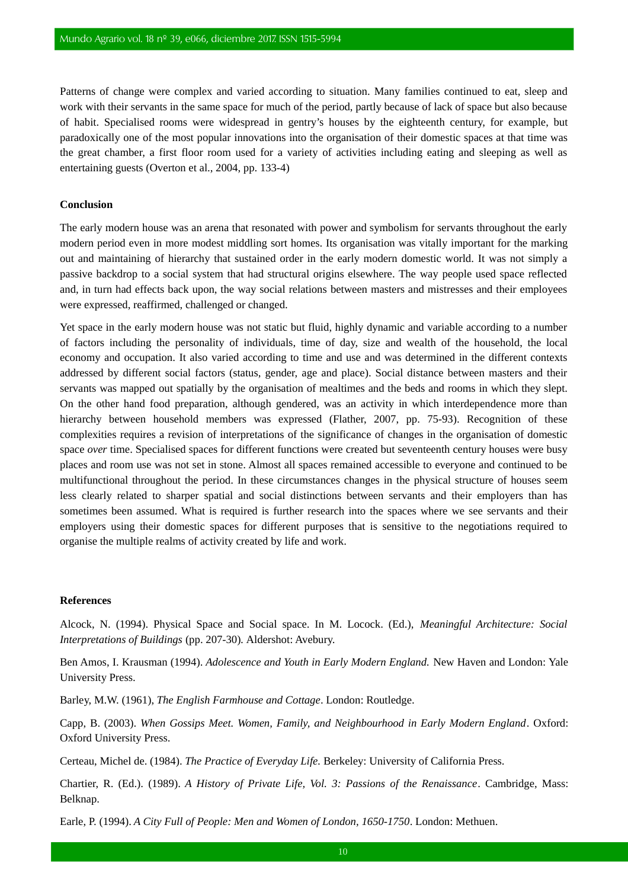Patterns of change were complex and varied according to situation. Many families continued to eat, sleep and work with their servants in the same space for much of the period, partly because of lack of space but also because of habit. Specialised rooms were widespread in gentry's houses by the eighteenth century, for example, but paradoxically one of the most popular innovations into the organisation of their domestic spaces at that time was the great chamber, a first floor room used for a variety of activities including eating and sleeping as well as entertaining guests (Overton et al., 2004, pp. 133-4)

## Conclusion

The early modern house was an arena that resonated with power and symbolism for servants throughout the early modern period even in more modest middling sort homes. Its organisation was vitally important for the marking out and maintaining of hierarchy that sustained order in the early modern domestic world. It was not simply a passive backdrop to a social system that had structural origins elsewhere. The way people used space reflected and, in turn had effects back upon, the way social relations between masters and mistresses and their employees were expressed, reaffirmed, challenged or changed.

Yet space in the early modern house was not static but fluid, highly dynamic and variable according to a number of factors including the personality of individuals, time of day, size and wealth of the household, the local economy and occupation. It also varied according to time and use and was determined in the different contexts addressed by different social factors (status, gender, age and place). Social distance between masters and their servants was mapped out spatially by the organisation of mealtimes and the beds and rooms in which they slept. On the other hand food preparation, although gendered, was an activity in which interdependence more than hierarchy between household members was expressed (Flather, 2007, pp. 75-93). Recognition of these complexities requires a revision of interpretations of the significance of changes in the organisation of domestic space *over* time. Specialised spaces for different functions were created but seventeenth century houses were busy places and room use was not set in stone. Almost all spaces remained accessible to everyone and continued to be multifunctional throughout the period. In these circumstances changes in the physical structure of houses seem less clearly related to sharper spatial and social distinctions between servants and their employers than has sometimes been assumed. What is required is further research into the spaces where we see servants and their employers using their domestic spaces for different purposes that is sensitive to the negotiations required to organise the multiple realms of activity created by life and work.

## References

Alcock, N. (1994). Physical Space and Social space. In M. Locock. (Ed.), *Meaningful Architecture: Social Interpretations of Buildings* (pp. 207-30). Aldershot: Avebury.

Ben Amos, I. Krausman (1994). *Adolescence and Youth in Early Modern England.* New Haven and London: Yale University Press.

Barley, M.W. (1961), *The English Farmhouse and Cottage*. London: Routledge.

Capp, B. (2003). *When Gossips Meet. Women, Family, and Neighbourhood in Early Modern England*. Oxford: Oxford University Press.

Certeau, Michel de. (1984). *The Practice of Everyday Life.* Berkeley: University of California Press.

Chartier, R. (Ed.). (1989). *A History of Private Life, Vol. 3: Passions of the Renaissance*. Cambridge, Mass: Belknap.

Earle, P. (1994). *A City Full of People: Men and Women of London, 1650-1750*. London: Methuen.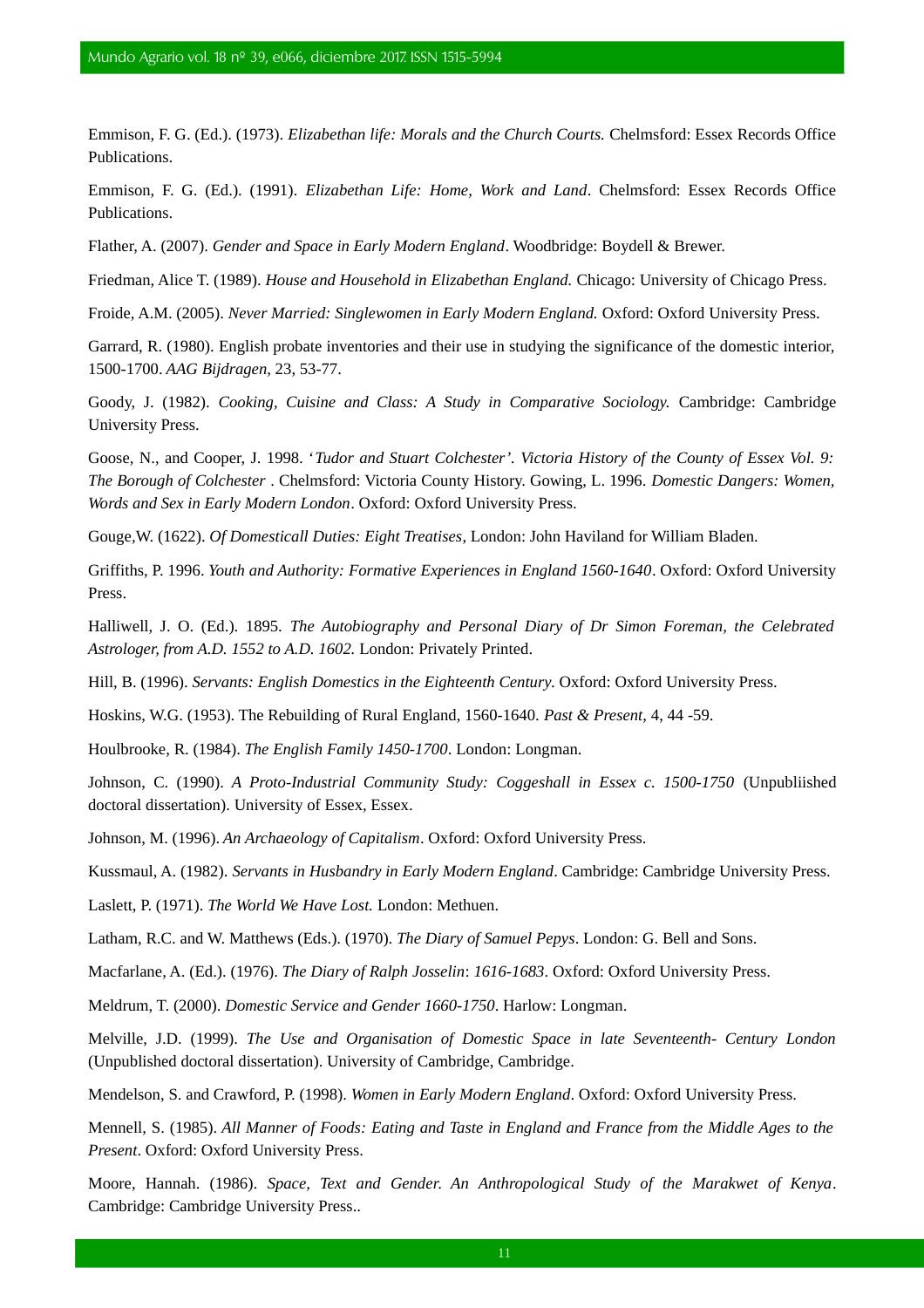Emmison, F. G. (Ed.). (1973). *Elizabethan life: Morals and the Church Courts.* Chelmsford: Essex Records Office Publications.

Emmison, F. G. (Ed.). (1991). *Elizabethan Life: Home, Work and Land*. Chelmsford: Essex Records Office Publications.

Flather, A. (2007). *Gender and Space in Early Modern England*. Woodbridge: Boydell & Brewer.

Friedman, Alice T. (1989). *House and Household in Elizabethan England.* Chicago: University of Chicago Press.

Froide, A.M. (2005). *Never Married: Singlewomen in Early Modern England.* Oxford: Oxford University Press.

Garrard, R. (1980). English probate inventories and their use in studying the significance of the domestic interior, 1500-1700. *AAG Bijdragen*, 23, 53-77.

Goody, J. (1982). *Cooking, Cuisine and Class: A Study in Comparative Sociology.* Cambridge: Cambridge University Press.

Goose, N., and Cooper, J. 1998. '*Tudor and Stuart Colchester'. Victoria History of the County of Essex Vol. 9: The Borough of Colchester* . Chelmsford: Victoria County History. Gowing, L. 1996. *Domestic Dangers: Women, Words and Sex in Early Modern London*. Oxford: Oxford University Press.

Gouge,W. (1622). *Of Domesticall Duties: Eight Treatises*, London: John Haviland for William Bladen.

Griffiths, P. 1996. *Youth and Authority: Formative Experiences in England 1560-1640*. Oxford: Oxford University Press.

Halliwell, J. O. (Ed.). 1895. *The Autobiography and Personal Diary of Dr Simon Foreman, the Celebrated Astrologer, from A.D. 1552 to A.D. 1602.* London: Privately Printed.

Hill, B. (1996). *Servants: English Domestics in the Eighteenth Century.* Oxford: Oxford University Press.

Hoskins, W.G. (1953). The Rebuilding of Rural England, 1560-1640. *Past & Present*, 4, 44 -59.

Houlbrooke, R. (1984). *The English Family 1450-1700*. London: Longman.

Johnson, C. (1990). *A Proto-Industrial Community Study: Coggeshall in Essex c. 1500-1750* (Unpubliished doctoral dissertation). University of Essex, Essex.

Johnson, M. (1996). *An Archaeology of Capitalism*. Oxford: Oxford University Press.

Kussmaul, A. (1982). *Servants in Husbandry in Early Modern England*. Cambridge: Cambridge University Press.

Laslett, P. (1971). *The World We Have Lost.* London: Methuen.

Latham, R.C. and W. Matthews (Eds.). (1970). *The Diary of Samuel Pepys*. London: G. Bell and Sons.

Macfarlane, A. (Ed.). (1976). *The Diary of Ralph Josselin*: *1616-1683*. Oxford: Oxford University Press.

Meldrum, T. (2000). *Domestic Service and Gender 1660-1750*. Harlow: Longman.

Melville, J.D. (1999). *The Use and Organisation of Domestic Space in late Seventeenth- Century London* (Unpublished doctoral dissertation). University of Cambridge, Cambridge.

Mendelson, S. and Crawford, P. (1998). *Women in Early Modern England*. Oxford: Oxford University Press.

Mennell, S. (1985). *All Manner of Foods: Eating and Taste in England and France from the Middle Ages to the Present*. Oxford: Oxford University Press.

Moore, Hannah. (1986). *Space, Text and Gender. An Anthropological Study of the Marakwet of Kenya*. Cambridge: Cambridge University Press..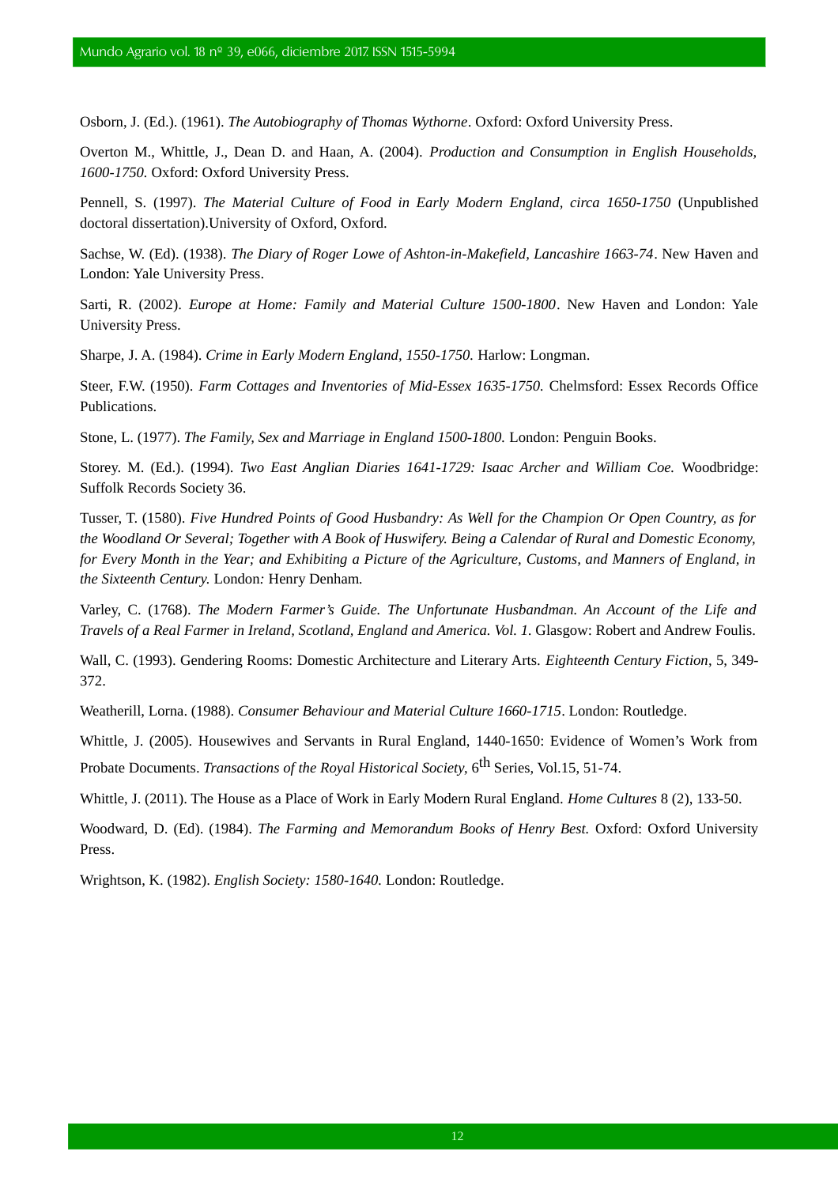Osborn, J. (Ed.). (1961). *The Autobiography of Thomas Wythorne*. Oxford: Oxford University Press.

Overton M., Whittle, J., Dean D. and Haan, A. (2004). *Production and Consumption in English Households, 1600-1750.* Oxford: Oxford University Press.

Pennell, S. (1997). *The Material Culture of Food in Early Modern England, circa 1650-1750* (Unpublished doctoral dissertation).University of Oxford, Oxford.

Sachse, W. (Ed). (1938). *The Diary of Roger Lowe of Ashton-in-Makefield, Lancashire 1663-74*. New Haven and London: Yale University Press.

Sarti, R. (2002). *Europe at Home: Family and Material Culture 1500-1800*. New Haven and London: Yale University Press.

Sharpe, J. A. (1984). *Crime in Early Modern England, 1550-1750.* Harlow: Longman.

Steer, F.W. (1950). *Farm Cottages and Inventories of Mid-Essex 1635-1750.* Chelmsford: Essex Records Office Publications.

Stone, L. (1977). *The Family, Sex and Marriage in England 1500-1800.* London: Penguin Books.

Storey. M. (Ed.). (1994). *Two East Anglian Diaries 1641-1729: Isaac Archer and William Coe.* Woodbridge: Suffolk Records Society 36.

Tusser, T. (1580). *Five Hundred Points of Good Husbandry: As Well for the Champion Or Open Country, as for the Woodland Or Several; Together with A Book of Huswifery. Being a Calendar of Rural and Domestic Economy, for Every Month in the Year; and Exhibiting a Picture of the Agriculture, Customs, and Manners of England, in the Sixteenth Century.* London*:* Henry Denham*.*

Varley, C. (1768). *The Modern Farmer's Guide. The Unfortunate Husbandman. An Account of the Life and Travels of a Real Farmer in Ireland, Scotland, England and America. Vol. 1.* Glasgow: Robert and Andrew Foulis.

Wall, C. (1993). Gendering Rooms: Domestic Architecture and Literary Arts. *Eighteenth Century Fiction*, 5, 349-372.

Weatherill, Lorna. (1988). *Consumer Behaviour and Material Culture 1660-1715*. London: Routledge.

Whittle, J. (2005). Housewives and Servants in Rural England, 1440-1650: Evidence of Women's Work from Probate Documents. *Transactions of the Royal Historical Society,* 6th Series, Vol.15, 51-74.

Whittle, J. (2011). The House as a Place of Work in Early Modern Rural England. *Home Cultures* 8 (2), 133-50.

Woodward, D. (Ed). (1984). *The Farming and Memorandum Books of Henry Best.* Oxford: Oxford University Press.

Wrightson, K. (1982). *English Society: 1580-1640.* London: Routledge.